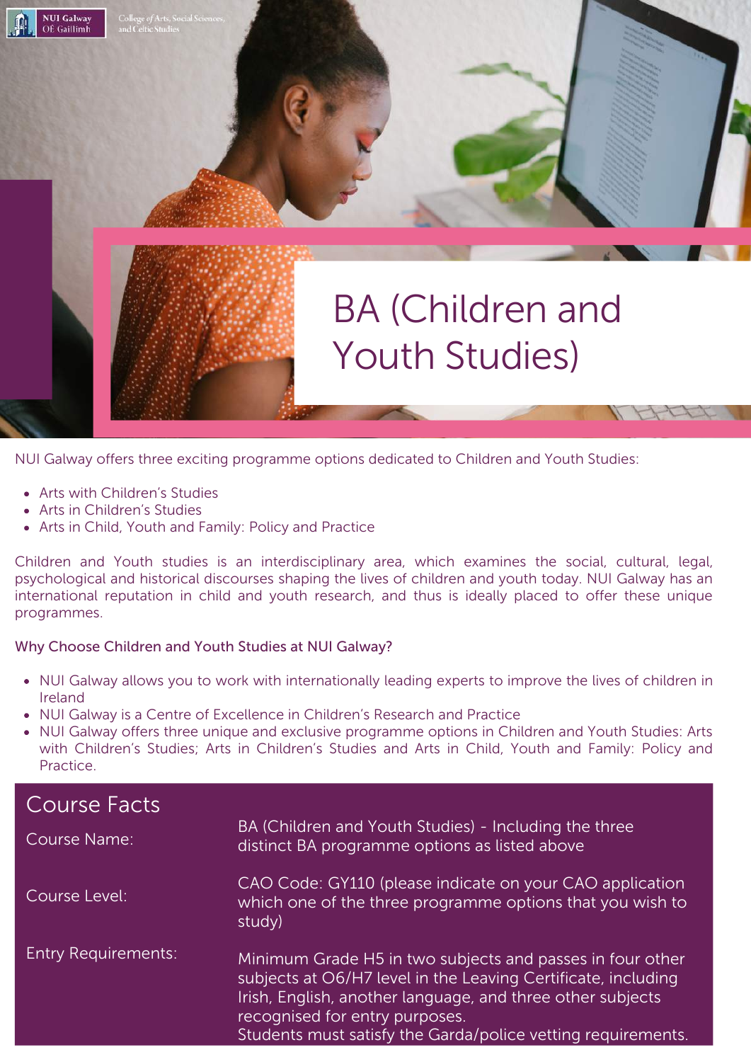NUI Galway OÉ Gaillimh

College of Arts, Social Sciences, and Celtic Studies

# BA (Children and Youth Studies)

NUI Galway offers three exciting programme options dedicated to Children and Youth Studies:

- Arts with Children's Studies
- Arts in Children's Studies
- Arts in Child, Youth and Family: Policy and Practice

Children and Youth studies is an interdisciplinary area, which examines the social, cultural, legal, psychological and historical discourses shaping the lives of children and youth today. NUI Galway has an international reputation in child and youth research, and thus is ideally placed to offer these unique programmes.

### Why Choose Children and Youth Studies at NUI Galway?

- NUI Galway allows you to work with internationally leading experts to improve the lives of children in Ireland
- NUI Galway is a Centre of Excellence in Children's Research and Practice
- NUI Galway offers three unique and exclusive programme options in Children and Youth Studies: Arts with Children's Studies; Arts in Children's Studies and Arts in Child, Youth and Family: Policy and Practice.

## Course Facts

| | |
|---|---|
| Course Name: | BA (Children and Youth Studies) - Including the three distinct BA programme options as listed above |
| Course Level: | CAO Code: GY110 (please indicate on your CAO application which one of the three programme options that you wish to study) |
| Entry Requirements: | Minimum Grade H5 in two subjects and passes in four other subjects at O6/H7 level in the Leaving Certificate, including Irish, English, another language, and three other subjects recognised for entry purposes. Students must satisfy the Garda/police vetting requirements. |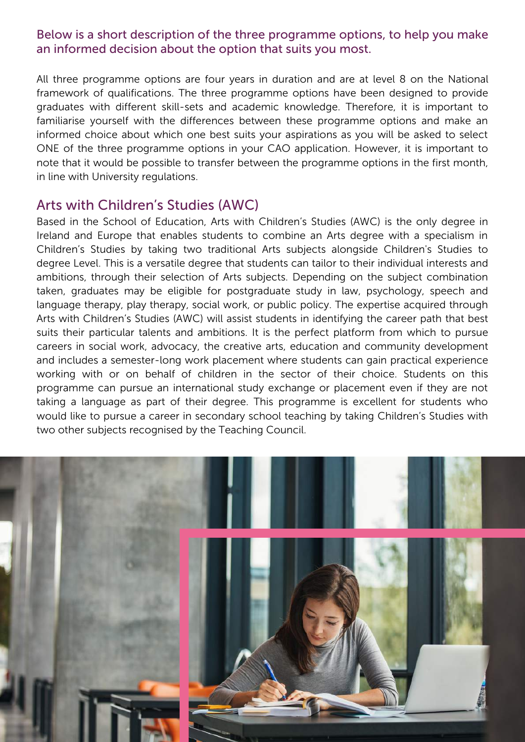Below is a short description of the three programme options, to help you make an informed decision about the option that suits you most.

All three programme options are four years in duration and are at level 8 on the National framework of qualifications. The three programme options have been designed to provide graduates with different skill-sets and academic knowledge. Therefore, it is important to familiarise yourself with the differences between these programme options and make an informed choice about which one best suits your aspirations as you will be asked to select ONE of the three programme options in your CAO application. However, it is important to note that it would be possible to transfer between the programme options in the first month, in line with University regulations.

## Arts with Children's Studies (AWC)

Based in the School of Education, Arts with Children's Studies (AWC) is the only degree in Ireland and Europe that enables students to combine an Arts degree with a specialism in Children's Studies by taking two traditional Arts subjects alongside Children's Studies to degree Level. This is a versatile degree that students can tailor to their individual interests and ambitions, through their selection of Arts subjects. Depending on the subject combination taken, graduates may be eligible for postgraduate study in law, psychology, speech and language therapy, play therapy, social work, or public policy. The expertise acquired through Arts with Children's Studies (AWC) will assist students in identifying the career path that best suits their particular talents and ambitions. It is the perfect platform from which to pursue careers in social work, advocacy, the creative arts, education and community development and includes a semester-long work placement where students can gain practical experience working with or on behalf of children in the sector of their choice. Students on this programme can pursue an international study exchange or placement even if they are not taking a language as part of their degree. This programme is excellent for students who would like to pursue a career in secondary school teaching by taking Children's Studies with two other subjects recognised by the Teaching Council.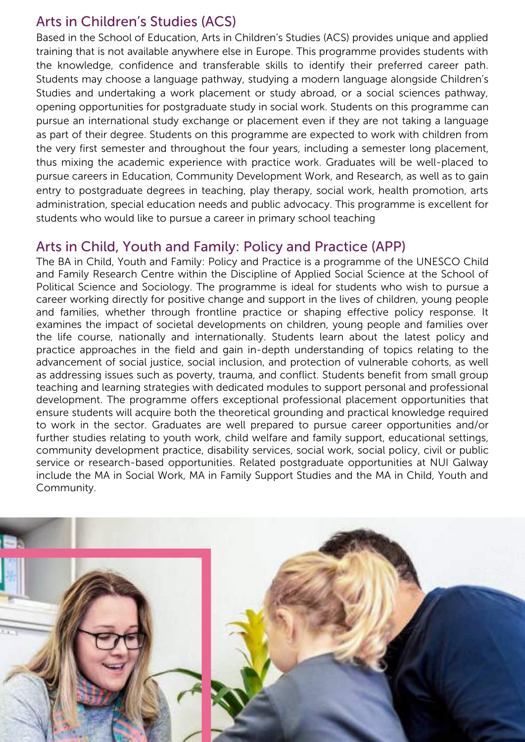## Arts in Children's Studies (ACS)

Based in the School of Education, Arts in Children's Studies (ACS) provides unique and applied training that is not available anywhere else in Europe. This programme provides students with the knowledge, confidence and transferable skills to identify their preferred career path. Students may choose a language pathway, studying a modern language alongside Children's Studies and undertaking a work placement or study abroad, or a social sciences pathway, opening opportunities for postgraduate study in social work. Students on this programme can pursue an international study exchange or placement even if they are not taking a language as part of their degree. Students on this programme are expected to work with children from the very first semester and throughout the four years, including a semester long placement, thus mixing the academic experience with practice work. Graduates will be well-placed to pursue careers in Education, Community Development Work, and Research, as well as to gain entry to postgraduate degrees in teaching, play therapy, social work, health promotion, arts administration, special education needs and public advocacy. This programme is excellent for students who would like to pursue a career in primary school teaching

## Arts in Child, Youth and Family: Policy and Practice (APP)

The BA in Child, Youth and Family: Policy and Practice is a programme of the UNESCO Child and Family Research Centre within the Discipline of Applied Social Science at the School of Political Science and Sociology. The programme is ideal for students who wish to pursue a career working directly for positive change and support in the lives of children, young people and families, whether through frontline practice or shaping effective policy response. It examines the impact of societal developments on children, young people and families over the life course, nationally and internationally. Students learn about the latest policy and practice approaches in the field and gain in-depth understanding of topics relating to the advancement of social justice, social inclusion, and protection of vulnerable cohorts, as well as addressing issues such as poverty, trauma, and conflict. Students benefit from small group teaching and learning strategies with dedicated modules to support personal and professional development. The programme offers exceptional professional placement opportunities that ensure students will acquire both the theoretical grounding and practical knowledge required to work in the sector. Graduates are well prepared to pursue career opportunities and/or further studies relating to youth work, child welfare and family support, educational settings, community development practice, disability services, social work, social policy, civil or public service or research-based opportunities. Related postgraduate opportunities at NUI Galway include the MA in Social Work, MA in Family Support Studies and the MA in Child, Youth and Community.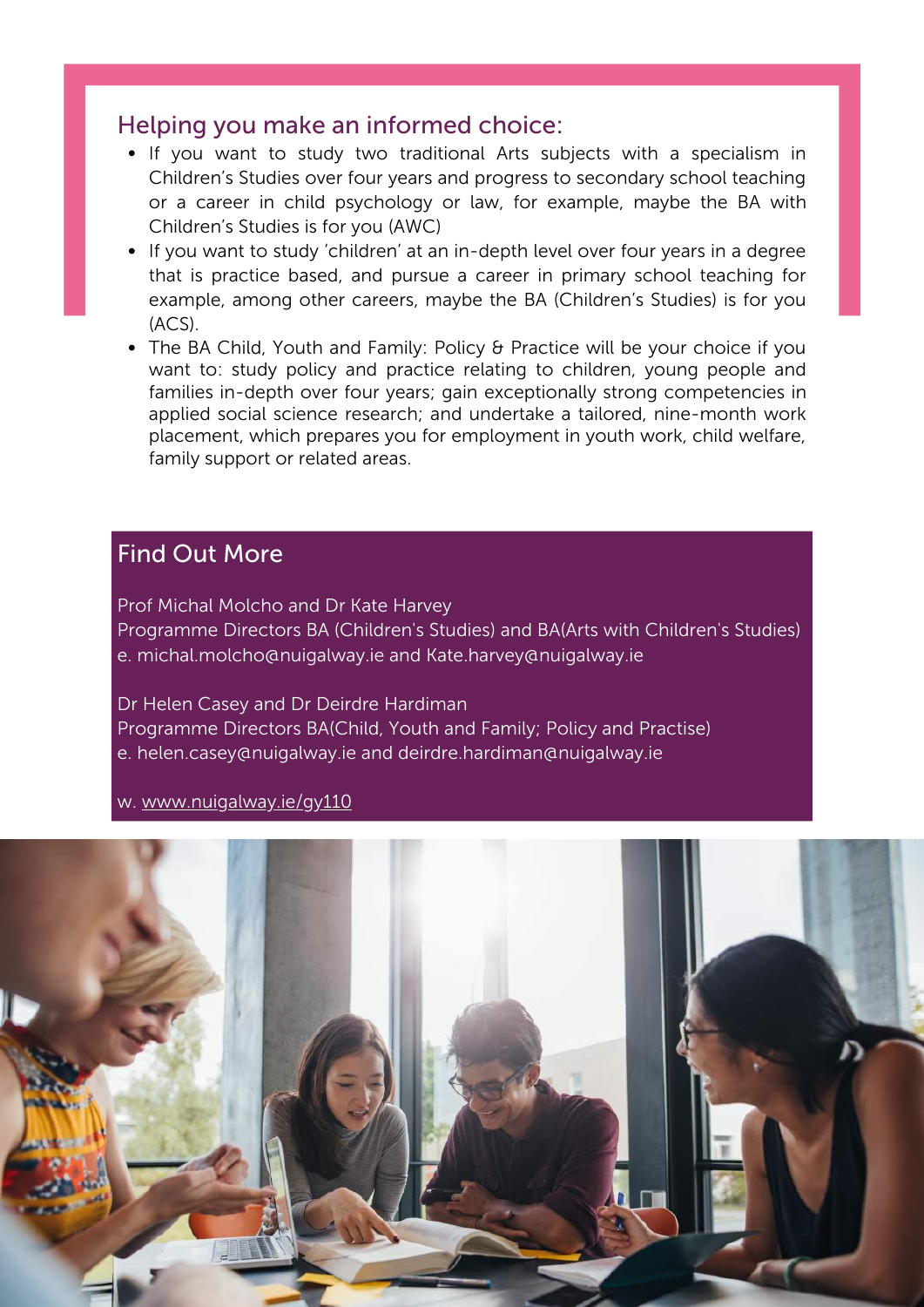## Helping you make an informed choice:

- If you want to study two traditional Arts subjects with a specialism in Children's Studies over four years and progress to secondary school teaching or a career in child psychology or law, for example, maybe the BA with Children's Studies is for you (AWC)
- If you want to study 'children' at an in-depth level over four years in a degree that is practice based, and pursue a career in primary school teaching for example, among other careers, maybe the BA (Children's Studies) is for you (ACS).
- The BA Child, Youth and Family: Policy & Practice will be your choice if you want to: study policy and practice relating to children, young people and families in-depth over four years; gain exceptionally strong competencies in applied social science research; and undertake a tailored, nine-month work placement, which prepares you for employment in youth work, child welfare, family support or related areas.

## Find Out More

Prof Michal Molcho and Dr Kate Harvey
Programme Directors BA (Children's Studies) and BA(Arts with Children's Studies)
e. michal.molcho@nuigalway.ie and Kate.harvey@nuigalway.ie

Dr Helen Casey and Dr Deirdre Hardiman
Programme Directors BA(Child, Youth and Family; Policy and Practise)
e. helen.casey@nuigalway.ie and deirdre.hardiman@nuigalway.ie

w. www.nuigalway.ie/gy110